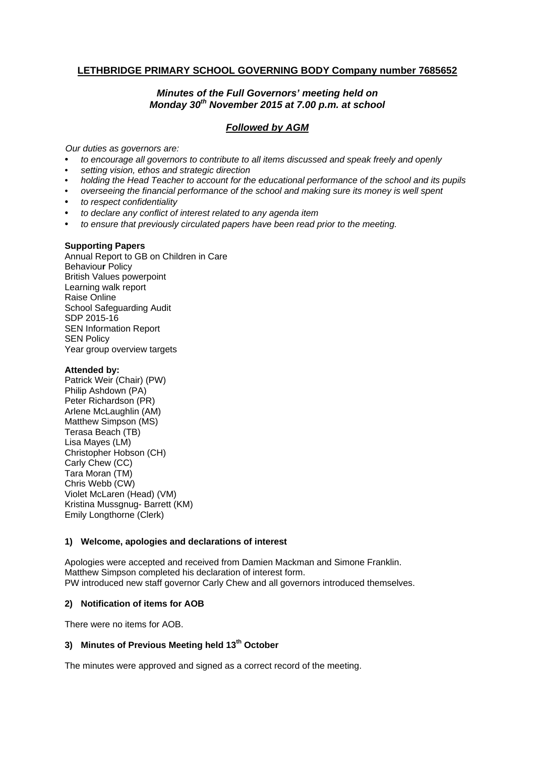**LETHBRIDGE PRIMARY SCHOOL GOVERNING BODY Company number 7685652**

***Minutes of the Full Governors' meeting held on Monday 30th November 2015 at 7.00 p.m. at school***

***Followed by AGM***

*Our duties as governors are:*

- *to encourage all governors to contribute to all items discussed and speak freely and openly*
- *setting vision, ethos and strategic direction*
- *holding the Head Teacher to account for the educational performance of the school and its pupils*
- *overseeing the financial performance of the school and making sure its money is well spent*
- *to respect confidentiality*
- *to declare any conflict of interest related to any agenda item*
- *to ensure that previously circulated papers have been read prior to the meeting.*

**Supporting Papers**

Annual Report to GB on Children in Care
Behaviour Policy
British Values powerpoint
Learning walk report
Raise Online
School Safeguarding Audit
SDP 2015-16
SEN Information Report
SEN Policy
Year group overview targets

**Attended by:**

Patrick Weir (Chair) (PW)
Philip Ashdown (PA)
Peter Richardson (PR)
Arlene McLaughlin (AM)
Matthew Simpson (MS)
Terasa Beach (TB)
Lisa Mayes (LM)
Christopher Hobson (CH)
Carly Chew (CC)
Tara Moran (TM)
Chris Webb (CW)
Violet McLaren (Head) (VM)
Kristina Mussgnug- Barrett (KM)
Emily Longthorne (Clerk)

**1) Welcome, apologies and declarations of interest**

Apologies were accepted and received from Damien Mackman and Simone Franklin.
Matthew Simpson completed his declaration of interest form.
PW introduced new staff governor Carly Chew and all governors introduced themselves.

**2) Notification of items for AOB**

There were no items for AOB.

**3) Minutes of Previous Meeting held 13th October**

The minutes were approved and signed as a correct record of the meeting.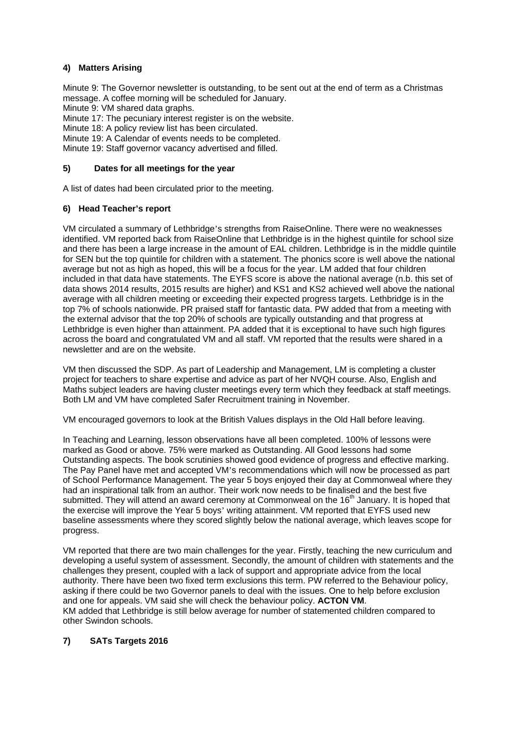### 4) Matters Arising

Minute 9: The Governor newsletter is outstanding, to be sent out at the end of term as a Christmas message. A coffee morning will be scheduled for January.
Minute 9: VM shared data graphs.
Minute 17: The pecuniary interest register is on the website.
Minute 18: A policy review list has been circulated.
Minute 19: A Calendar of events needs to be completed.
Minute 19: Staff governor vacancy advertised and filled.

### 5) Dates for all meetings for the year

A list of dates had been circulated prior to the meeting.

### 6) Head Teacher's report

VM circulated a summary of Lethbridge's strengths from RaiseOnline. There were no weaknesses identified. VM reported back from RaiseOnline that Lethbridge is in the highest quintile for school size and there has been a large increase in the amount of EAL children. Lethbridge is in the middle quintile for SEN but the top quintile for children with a statement. The phonics score is well above the national average but not as high as hoped, this will be a focus for the year. LM added that four children included in that data have statements. The EYFS score is above the national average (n.b. this set of data shows 2014 results, 2015 results are higher) and KS1 and KS2 achieved well above the national average with all children meeting or exceeding their expected progress targets. Lethbridge is in the top 7% of schools nationwide. PR praised staff for fantastic data. PW added that from a meeting with the external advisor that the top 20% of schools are typically outstanding and that progress at Lethbridge is even higher than attainment. PA added that it is exceptional to have such high figures across the board and congratulated VM and all staff. VM reported that the results were shared in a newsletter and are on the website.

VM then discussed the SDP. As part of Leadership and Management, LM is completing a cluster project for teachers to share expertise and advice as part of her NVQH course. Also, English and Maths subject leaders are having cluster meetings every term which they feedback at staff meetings. Both LM and VM have completed Safer Recruitment training in November.

VM encouraged governors to look at the British Values displays in the Old Hall before leaving.

In Teaching and Learning, lesson observations have all been completed. 100% of lessons were marked as Good or above. 75% were marked as Outstanding. All Good lessons had some Outstanding aspects. The book scrutinies showed good evidence of progress and effective marking. The Pay Panel have met and accepted VM's recommendations which will now be processed as part of School Performance Management. The year 5 boys enjoyed their day at Commonweal where they had an inspirational talk from an author. Their work now needs to be finalised and the best five submitted. They will attend an award ceremony at Commonweal on the 16th January. It is hoped that the exercise will improve the Year 5 boys' writing attainment. VM reported that EYFS used new baseline assessments where they scored slightly below the national average, which leaves scope for progress.

VM reported that there are two main challenges for the year. Firstly, teaching the new curriculum and developing a useful system of assessment. Secondly, the amount of children with statements and the challenges they present, coupled with a lack of support and appropriate advice from the local authority. There have been two fixed term exclusions this term. PW referred to the Behaviour policy, asking if there could be two Governor panels to deal with the issues. One to help before exclusion and one for appeals. VM said she will check the behaviour policy. **ACTON VM**.
KM added that Lethbridge is still below average for number of statemented children compared to other Swindon schools.

### 7) SATs Targets 2016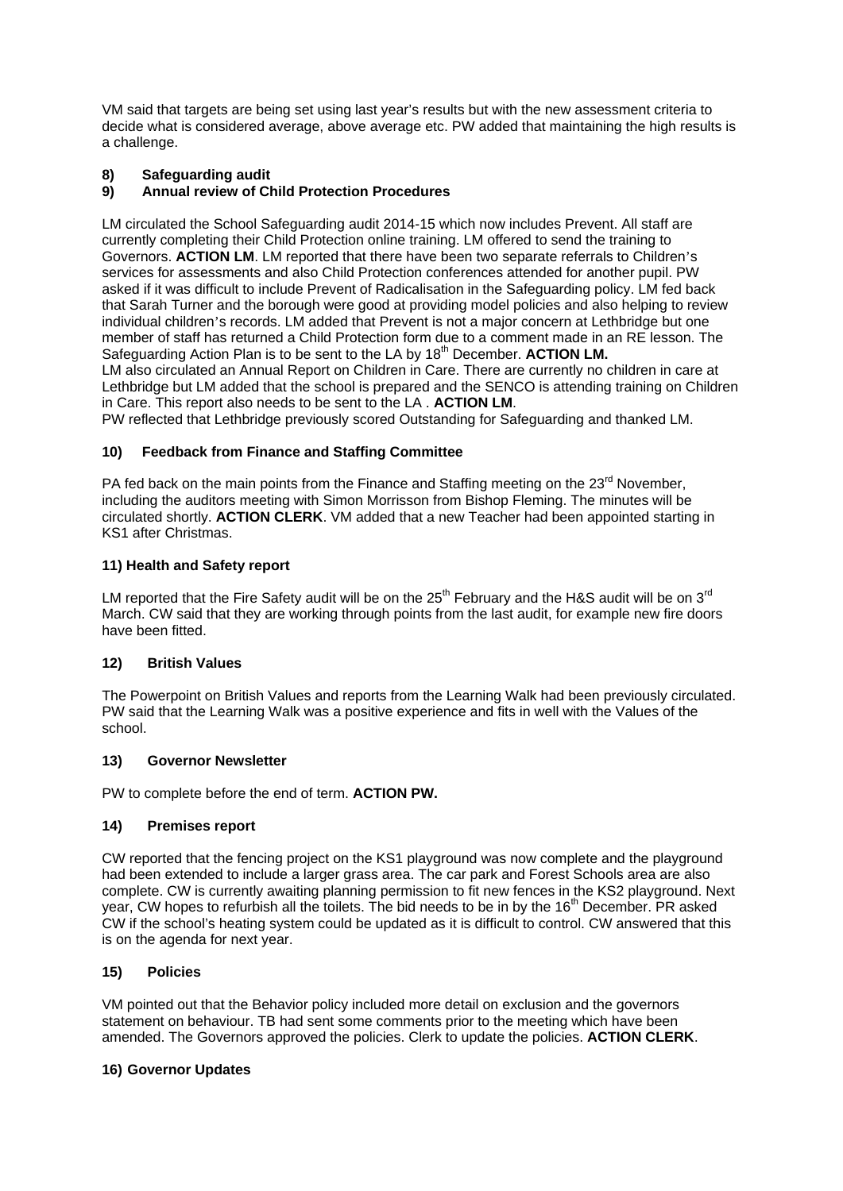VM said that targets are being set using last year's results but with the new assessment criteria to decide what is considered average, above average etc. PW added that maintaining the high results is a challenge.

## 8) Safeguarding audit
## 9) Annual review of Child Protection Procedures

LM circulated the School Safeguarding audit 2014-15 which now includes Prevent. All staff are currently completing their Child Protection online training. LM offered to send the training to Governors. **ACTION LM**. LM reported that there have been two separate referrals to Children's services for assessments and also Child Protection conferences attended for another pupil. PW asked if it was difficult to include Prevent of Radicalisation in the Safeguarding policy. LM fed back that Sarah Turner and the borough were good at providing model policies and also helping to review individual children's records. LM added that Prevent is not a major concern at Lethbridge but one member of staff has returned a Child Protection form due to a comment made in an RE lesson. The Safeguarding Action Plan is to be sent to the LA by 18th December. **ACTION LM.**

LM also circulated an Annual Report on Children in Care. There are currently no children in care at Lethbridge but LM added that the school is prepared and the SENCO is attending training on Children in Care. This report also needs to be sent to the LA . **ACTION LM**.

PW reflected that Lethbridge previously scored Outstanding for Safeguarding and thanked LM.

## 10) Feedback from Finance and Staffing Committee

PA fed back on the main points from the Finance and Staffing meeting on the 23rd November, including the auditors meeting with Simon Morrisson from Bishop Fleming. The minutes will be circulated shortly. **ACTION CLERK**. VM added that a new Teacher had been appointed starting in KS1 after Christmas.

## 11) Health and Safety report

LM reported that the Fire Safety audit will be on the 25th February and the H&S audit will be on 3rd March. CW said that they are working through points from the last audit, for example new fire doors have been fitted.

## 12) British Values

The Powerpoint on British Values and reports from the Learning Walk had been previously circulated. PW said that the Learning Walk was a positive experience and fits in well with the Values of the school.

## 13) Governor Newsletter

PW to complete before the end of term. **ACTION PW.**

## 14) Premises report

CW reported that the fencing project on the KS1 playground was now complete and the playground had been extended to include a larger grass area. The car park and Forest Schools area are also complete. CW is currently awaiting planning permission to fit new fences in the KS2 playground. Next year, CW hopes to refurbish all the toilets. The bid needs to be in by the 16th December. PR asked CW if the school's heating system could be updated as it is difficult to control. CW answered that this is on the agenda for next year.

## 15) Policies

VM pointed out that the Behavior policy included more detail on exclusion and the governors statement on behaviour. TB had sent some comments prior to the meeting which have been amended. The Governors approved the policies. Clerk to update the policies. **ACTION CLERK**.

## 16) Governor Updates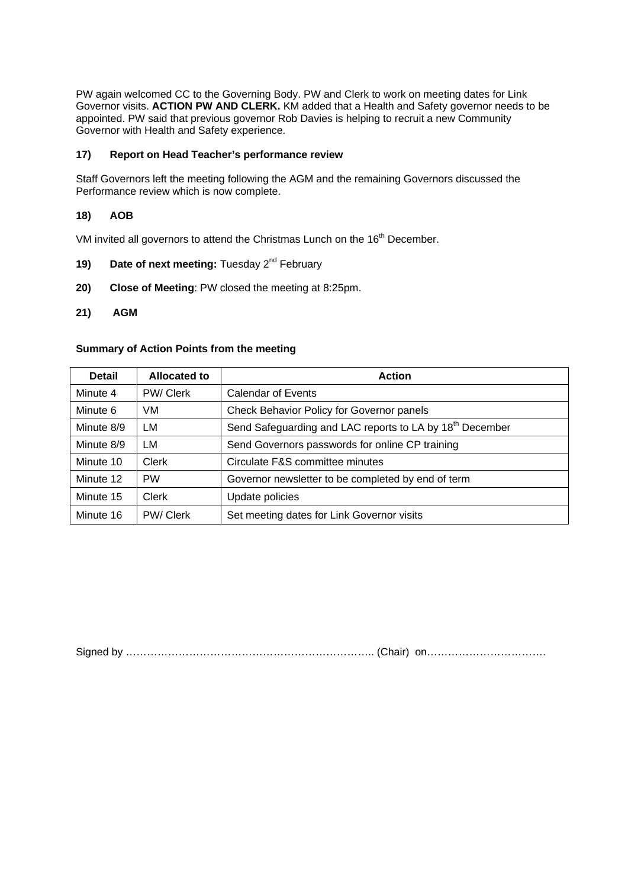PW again welcomed CC to the Governing Body. PW and Clerk to work on meeting dates for Link Governor visits. **ACTION PW AND CLERK.** KM added that a Health and Safety governor needs to be appointed. PW said that previous governor Rob Davies is helping to recruit a new Community Governor with Health and Safety experience.

**17) Report on Head Teacher's performance review**

Staff Governors left the meeting following the AGM and the remaining Governors discussed the Performance review which is now complete.

**18) AOB**

VM invited all governors to attend the Christmas Lunch on the 16th December.

**19) Date of next meeting:** Tuesday 2nd February

**20) Close of Meeting**: PW closed the meeting at 8:25pm.

**21) AGM**

**Summary of Action Points from the meeting**

| Detail | Allocated to | Action |
|---|---|---|
| Minute 4 | PW/ Clerk | Calendar of Events |
| Minute 6 | VM | Check Behavior Policy for Governor panels |
| Minute 8/9 | LM | Send Safeguarding and LAC reports to LA by 18th December |
| Minute 8/9 | LM | Send Governors passwords for online CP training |
| Minute 10 | Clerk | Circulate F&S committee minutes |
| Minute 12 | PW | Governor newsletter to be completed by end of term |
| Minute 15 | Clerk | Update policies |
| Minute 16 | PW/ Clerk | Set meeting dates for Link Governor visits |

Signed by ……………………………………………………………….. (Chair) on…………………………….